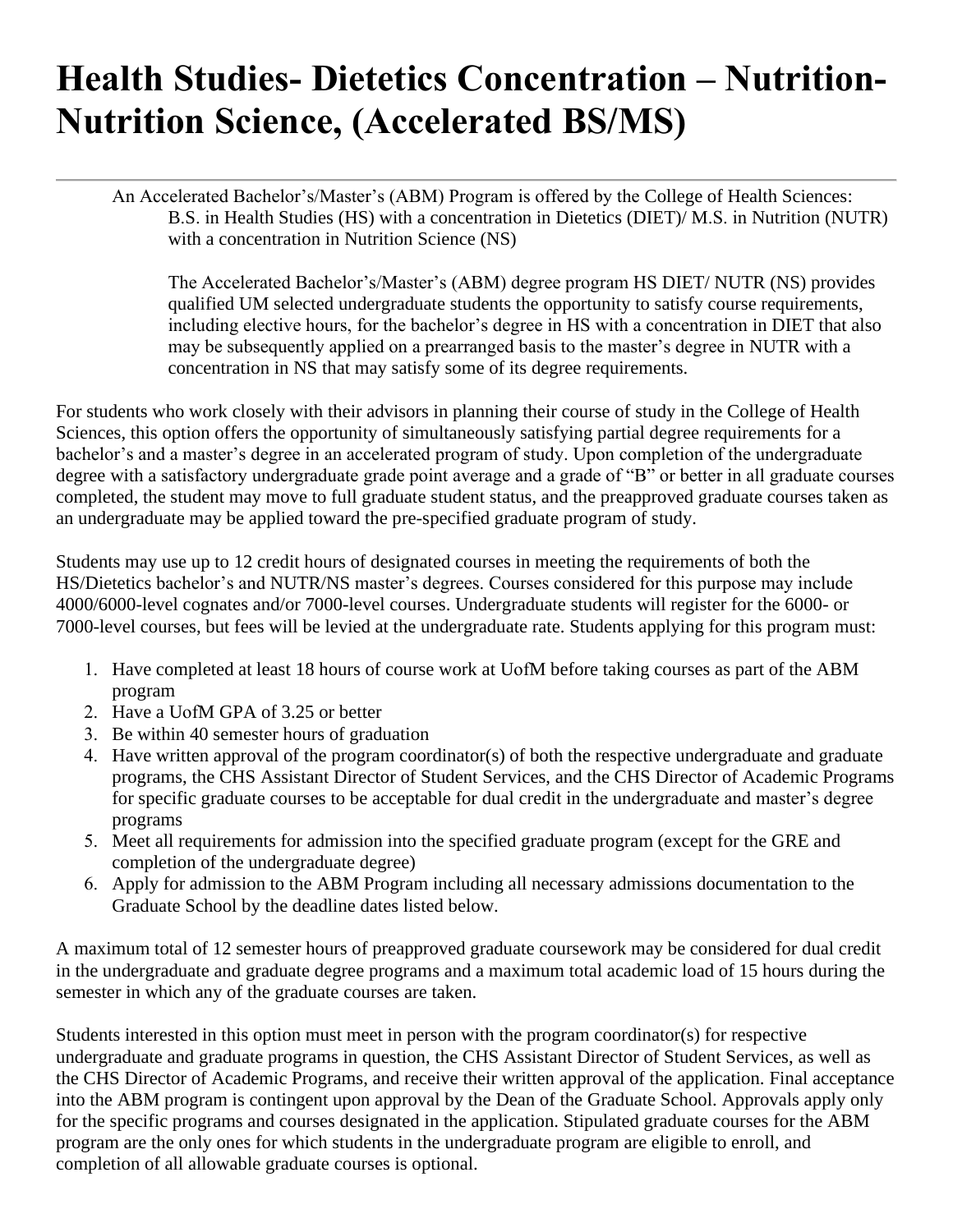# Health Studies- Dietetics Concentration – Nutrition-Nutrition Science, (Accelerated BS/MS)

---

An Accelerated Bachelor's/Master's (ABM) Program is offered by the College of Health Sciences: B.S. in Health Studies (HS) with a concentration in Dietetics (DIET)/ M.S. in Nutrition (NUTR) with a concentration in Nutrition Science (NS)

The Accelerated Bachelor's/Master's (ABM) degree program HS DIET/ NUTR (NS) provides qualified UM selected undergraduate students the opportunity to satisfy course requirements, including elective hours, for the bachelor's degree in HS with a concentration in DIET that also may be subsequently applied on a prearranged basis to the master's degree in NUTR with a concentration in NS that may satisfy some of its degree requirements.

For students who work closely with their advisors in planning their course of study in the College of Health Sciences, this option offers the opportunity of simultaneously satisfying partial degree requirements for a bachelor's and a master's degree in an accelerated program of study. Upon completion of the undergraduate degree with a satisfactory undergraduate grade point average and a grade of "B" or better in all graduate courses completed, the student may move to full graduate student status, and the preapproved graduate courses taken as an undergraduate may be applied toward the pre-specified graduate program of study.

Students may use up to 12 credit hours of designated courses in meeting the requirements of both the HS/Dietetics bachelor's and NUTR/NS master's degrees. Courses considered for this purpose may include 4000/6000-level cognates and/or 7000-level courses. Undergraduate students will register for the 6000- or 7000-level courses, but fees will be levied at the undergraduate rate. Students applying for this program must:

1. Have completed at least 18 hours of course work at UofM before taking courses as part of the ABM program
2. Have a UofM GPA of 3.25 or better
3. Be within 40 semester hours of graduation
4. Have written approval of the program coordinator(s) of both the respective undergraduate and graduate programs, the CHS Assistant Director of Student Services, and the CHS Director of Academic Programs for specific graduate courses to be acceptable for dual credit in the undergraduate and master's degree programs
5. Meet all requirements for admission into the specified graduate program (except for the GRE and completion of the undergraduate degree)
6. Apply for admission to the ABM Program including all necessary admissions documentation to the Graduate School by the deadline dates listed below.

A maximum total of 12 semester hours of preapproved graduate coursework may be considered for dual credit in the undergraduate and graduate degree programs and a maximum total academic load of 15 hours during the semester in which any of the graduate courses are taken.

Students interested in this option must meet in person with the program coordinator(s) for respective undergraduate and graduate programs in question, the CHS Assistant Director of Student Services, as well as the CHS Director of Academic Programs, and receive their written approval of the application. Final acceptance into the ABM program is contingent upon approval by the Dean of the Graduate School. Approvals apply only for the specific programs and courses designated in the application. Stipulated graduate courses for the ABM program are the only ones for which students in the undergraduate program are eligible to enroll, and completion of all allowable graduate courses is optional.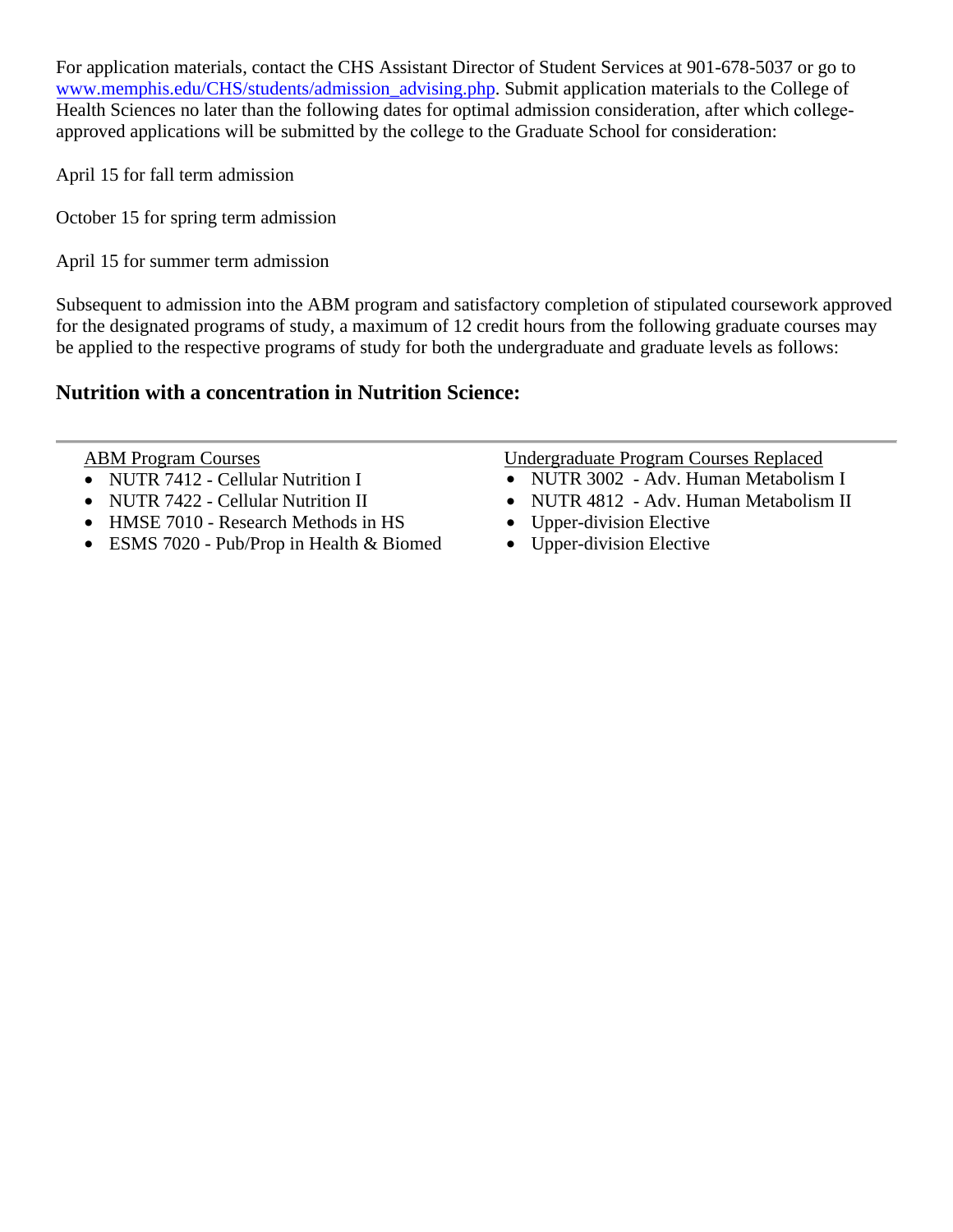For application materials, contact the CHS Assistant Director of Student Services at 901-678-5037 or go to www.memphis.edu/CHS/students/admission_advising.php. Submit application materials to the College of Health Sciences no later than the following dates for optimal admission consideration, after which college-approved applications will be submitted by the college to the Graduate School for consideration:

April 15 for fall term admission

October 15 for spring term admission

April 15 for summer term admission

Subsequent to admission into the ABM program and satisfactory completion of stipulated coursework approved for the designated programs of study, a maximum of 12 credit hours from the following graduate courses may be applied to the respective programs of study for both the undergraduate and graduate levels as follows:

### Nutrition with a concentration in Nutrition Science:

---

| ABM Program Courses | Undergraduate Program Courses Replaced |
| --- | --- |
| NUTR 7412 - Cellular Nutrition I | NUTR 3002 - Adv. Human Metabolism I |
| NUTR 7422 - Cellular Nutrition II | NUTR 4812 - Adv. Human Metabolism II |
| HMSE 7010 - Research Methods in HS | Upper-division Elective |
| ESMS 7020 - Pub/Prop in Health & Biomed | Upper-division Elective |